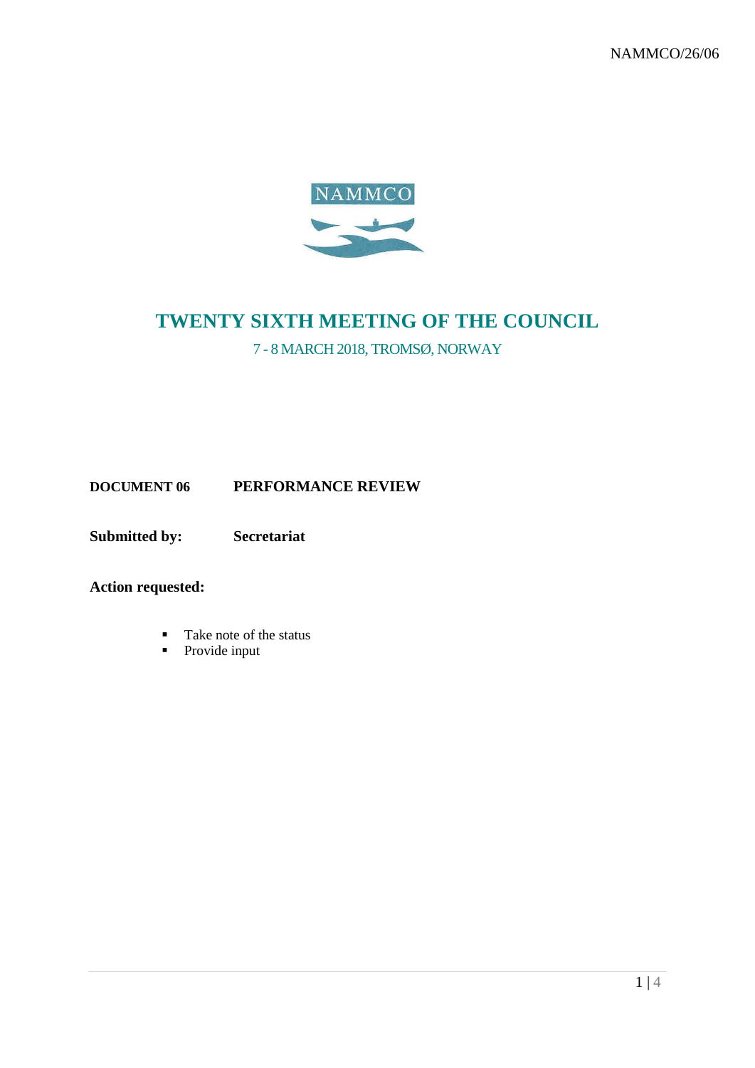NAMMCO/26/06

NAMMCO

# TWENTY SIXTH MEETING OF THE COUNCIL

7 - 8 MARCH 2018, TROMSØ, NORWAY

**DOCUMENT 06 PERFORMANCE REVIEW**

**Submitted by: Secretariat**

**Action requested:**

- Take note of the status
- Provide input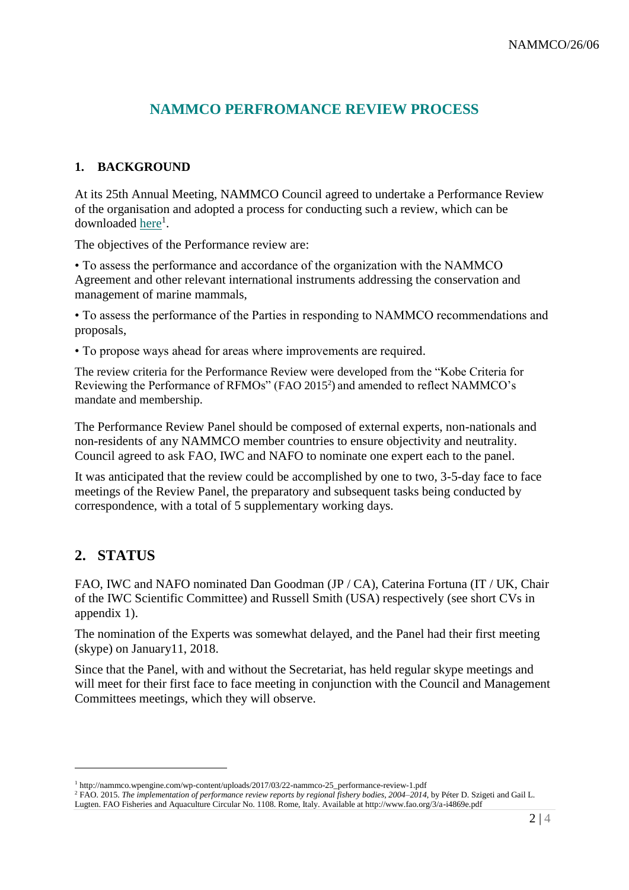# NAMMCO PERFROMANCE REVIEW PROCESS

## 1. BACKGROUND

At its 25th Annual Meeting, NAMMCO Council agreed to undertake a Performance Review of the organisation and adopted a process for conducting such a review, which can be downloaded here[1].

The objectives of the Performance review are:

• To assess the performance and accordance of the organization with the NAMMCO Agreement and other relevant international instruments addressing the conservation and management of marine mammals,

• To assess the performance of the Parties in responding to NAMMCO recommendations and proposals,

• To propose ways ahead for areas where improvements are required.

The review criteria for the Performance Review were developed from the "Kobe Criteria for Reviewing the Performance of RFMOs" (FAO 2015[2]) and amended to reflect NAMMCO's mandate and membership.

The Performance Review Panel should be composed of external experts, non-nationals and non-residents of any NAMMCO member countries to ensure objectivity and neutrality. Council agreed to ask FAO, IWC and NAFO to nominate one expert each to the panel.

It was anticipated that the review could be accomplished by one to two, 3-5-day face to face meetings of the Review Panel, the preparatory and subsequent tasks being conducted by correspondence, with a total of 5 supplementary working days.

## 2. STATUS

FAO, IWC and NAFO nominated Dan Goodman (JP / CA), Caterina Fortuna (IT / UK, Chair of the IWC Scientific Committee) and Russell Smith (USA) respectively (see short CVs in appendix 1).

The nomination of the Experts was somewhat delayed, and the Panel had their first meeting (skype) on January11, 2018.

Since that the Panel, with and without the Secretariat, has held regular skype meetings and will meet for their first face to face meeting in conjunction with the Council and Management Committees meetings, which they will observe.

---

[1] http://nammco.wpengine.com/wp-content/uploads/2017/03/22-nammco-25_performance-review-1.pdf

[2] FAO. 2015. *The implementation of performance review reports by regional fishery bodies, 2004–2014*, by Péter D. Szigeti and Gail L. Lugten. FAO Fisheries and Aquaculture Circular No. 1108. Rome, Italy. Available at http://www.fao.org/3/a-i4869e.pdf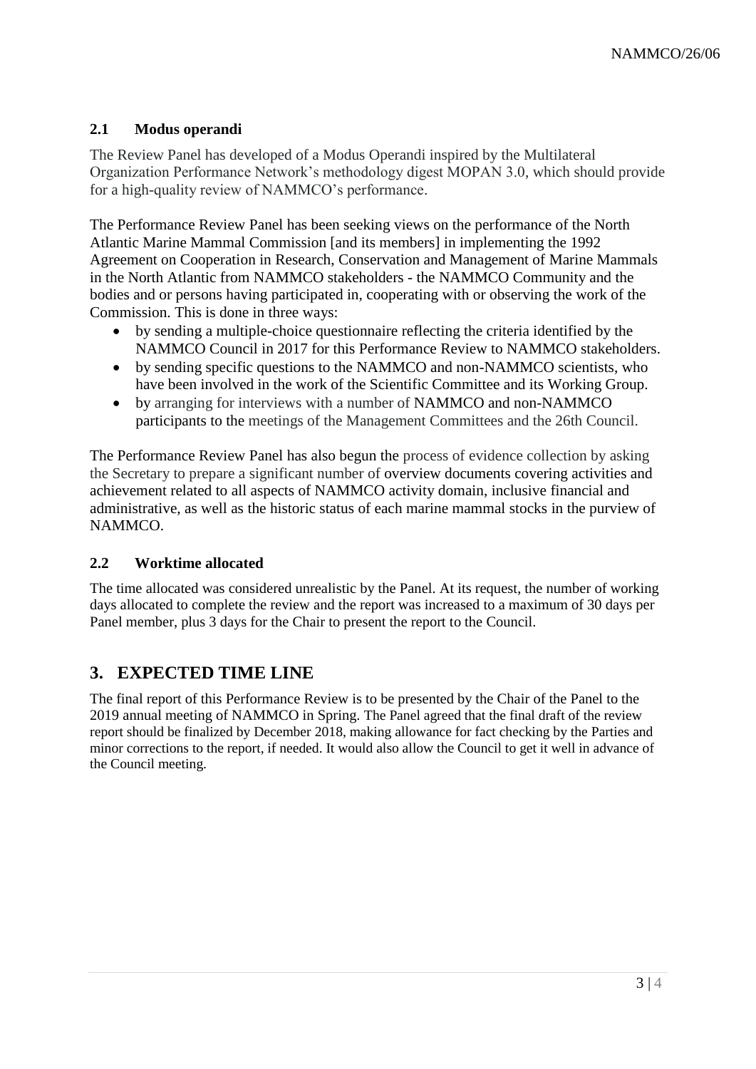### 2.1 Modus operandi

The Review Panel has developed of a Modus Operandi inspired by the Multilateral Organization Performance Network's methodology digest MOPAN 3.0, which should provide for a high-quality review of NAMMCO's performance.

The Performance Review Panel has been seeking views on the performance of the North Atlantic Marine Mammal Commission [and its members] in implementing the 1992 Agreement on Cooperation in Research, Conservation and Management of Marine Mammals in the North Atlantic from NAMMCO stakeholders - the NAMMCO Community and the bodies and or persons having participated in, cooperating with or observing the work of the Commission. This is done in three ways:

- by sending a multiple-choice questionnaire reflecting the criteria identified by the NAMMCO Council in 2017 for this Performance Review to NAMMCO stakeholders.
- by sending specific questions to the NAMMCO and non-NAMMCO scientists, who have been involved in the work of the Scientific Committee and its Working Group.
- by arranging for interviews with a number of NAMMCO and non-NAMMCO participants to the meetings of the Management Committees and the 26th Council.

The Performance Review Panel has also begun the process of evidence collection by asking the Secretary to prepare a significant number of overview documents covering activities and achievement related to all aspects of NAMMCO activity domain, inclusive financial and administrative, as well as the historic status of each marine mammal stocks in the purview of NAMMCO.

### 2.2 Worktime allocated

The time allocated was considered unrealistic by the Panel. At its request, the number of working days allocated to complete the review and the report was increased to a maximum of 30 days per Panel member, plus 3 days for the Chair to present the report to the Council.

## 3. EXPECTED TIME LINE

The final report of this Performance Review is to be presented by the Chair of the Panel to the 2019 annual meeting of NAMMCO in Spring. The Panel agreed that the final draft of the review report should be finalized by December 2018, making allowance for fact checking by the Parties and minor corrections to the report, if needed. It would also allow the Council to get it well in advance of the Council meeting.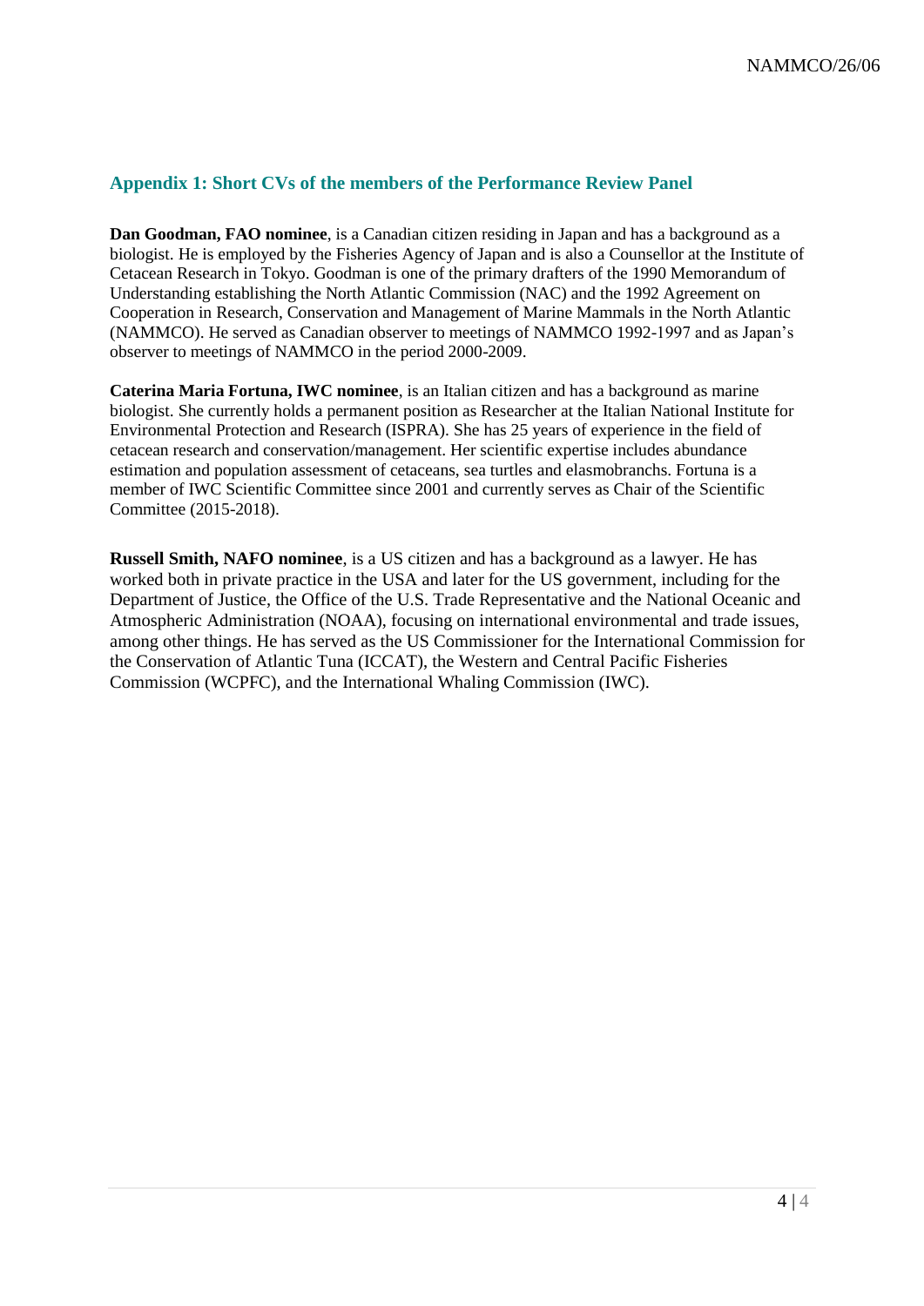## Appendix 1: Short CVs of the members of the Performance Review Panel

**Dan Goodman, FAO nominee**, is a Canadian citizen residing in Japan and has a background as a biologist. He is employed by the Fisheries Agency of Japan and is also a Counsellor at the Institute of Cetacean Research in Tokyo. Goodman is one of the primary drafters of the 1990 Memorandum of Understanding establishing the North Atlantic Commission (NAC) and the 1992 Agreement on Cooperation in Research, Conservation and Management of Marine Mammals in the North Atlantic (NAMMCO). He served as Canadian observer to meetings of NAMMCO 1992-1997 and as Japan's observer to meetings of NAMMCO in the period 2000-2009.

**Caterina Maria Fortuna, IWC nominee**, is an Italian citizen and has a background as marine biologist. She currently holds a permanent position as Researcher at the Italian National Institute for Environmental Protection and Research (ISPRA). She has 25 years of experience in the field of cetacean research and conservation/management. Her scientific expertise includes abundance estimation and population assessment of cetaceans, sea turtles and elasmobranchs. Fortuna is a member of IWC Scientific Committee since 2001 and currently serves as Chair of the Scientific Committee (2015-2018).

**Russell Smith, NAFO nominee**, is a US citizen and has a background as a lawyer. He has worked both in private practice in the USA and later for the US government, including for the Department of Justice, the Office of the U.S. Trade Representative and the National Oceanic and Atmospheric Administration (NOAA), focusing on international environmental and trade issues, among other things. He has served as the US Commissioner for the International Commission for the Conservation of Atlantic Tuna (ICCAT), the Western and Central Pacific Fisheries Commission (WCPFC), and the International Whaling Commission (IWC).